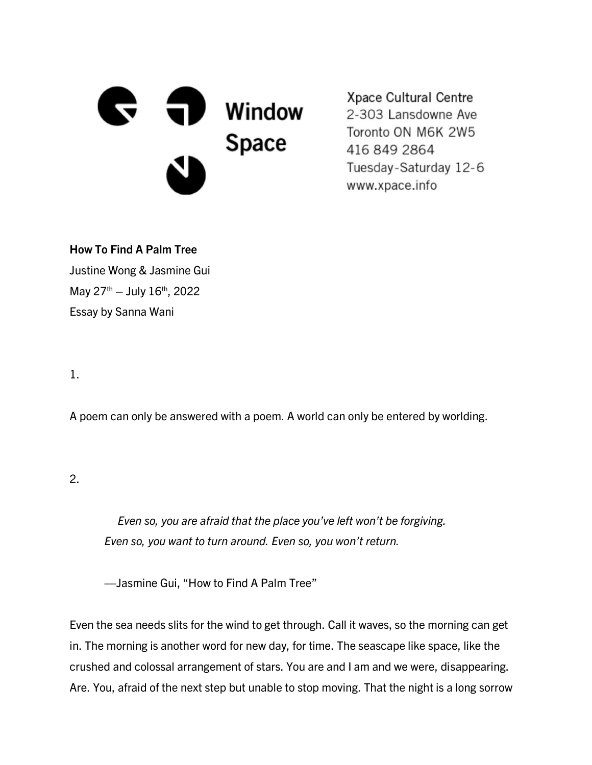Window Space

Xpace Cultural Centre
2-303 Lansdowne Ave
Toronto ON M6K 2W5
416 849 2864
Tuesday-Saturday 12-6
www.xpace.info

**How To Find A Palm Tree**
Justine Wong & Jasmine Gui
May 27th – July 16th, 2022
Essay by Sanna Wani

1.

A poem can only be answered with a poem. A world can only be entered by worlding.

2.

> *Even so, you are afraid that the place you've left won't be forgiving.*
> *Even so, you want to turn around. Even so, you won't return.*
>
> —Jasmine Gui, "How to Find A Palm Tree"

Even the sea needs slits for the wind to get through. Call it waves, so the morning can get in. The morning is another word for new day, for time. The seascape like space, like the crushed and colossal arrangement of stars. You are and I am and we were, disappearing. Are. You, afraid of the next step but unable to stop moving. That the night is a long sorrow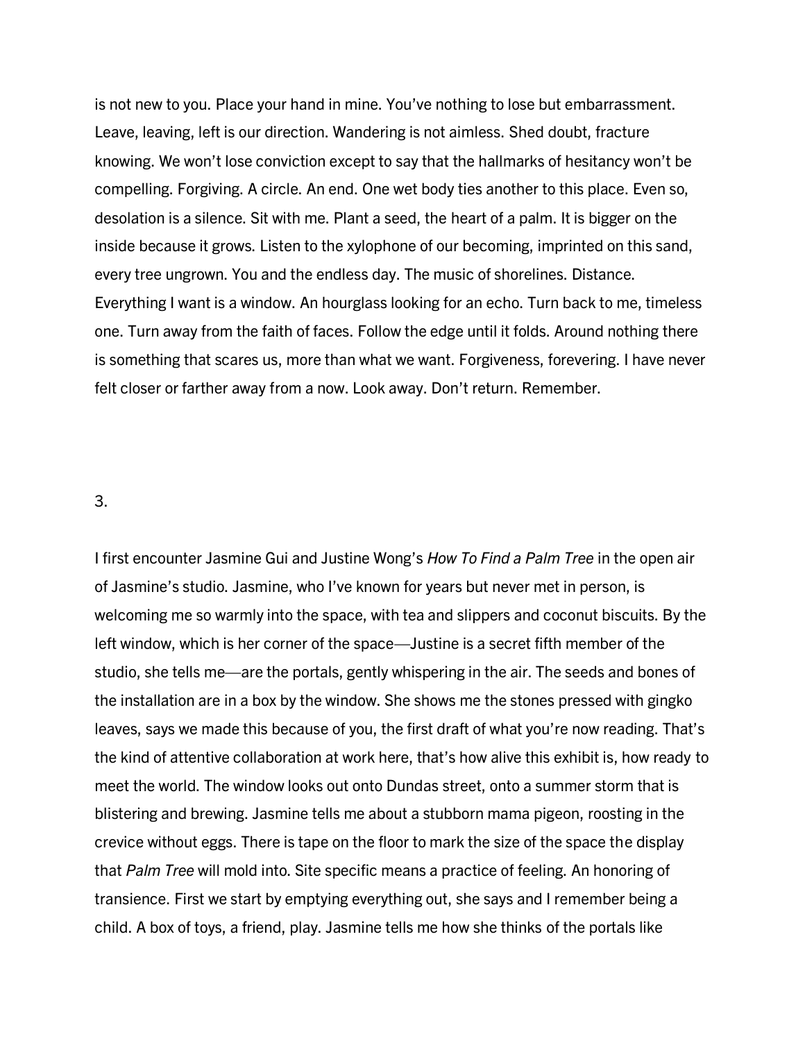is not new to you. Place your hand in mine. You've nothing to lose but embarrassment. Leave, leaving, left is our direction. Wandering is not aimless. Shed doubt, fracture knowing. We won't lose conviction except to say that the hallmarks of hesitancy won't be compelling. Forgiving. A circle. An end. One wet body ties another to this place. Even so, desolation is a silence. Sit with me. Plant a seed, the heart of a palm. It is bigger on the inside because it grows. Listen to the xylophone of our becoming, imprinted on this sand, every tree ungrown. You and the endless day. The music of shorelines. Distance. Everything I want is a window. An hourglass looking for an echo. Turn back to me, timeless one. Turn away from the faith of faces. Follow the edge until it folds. Around nothing there is something that scares us, more than what we want. Forgiveness, forevering. I have never felt closer or farther away from a now. Look away. Don't return. Remember.

3.

I first encounter Jasmine Gui and Justine Wong's *How To Find a Palm Tree* in the open air of Jasmine's studio. Jasmine, who I've known for years but never met in person, is welcoming me so warmly into the space, with tea and slippers and coconut biscuits. By the left window, which is her corner of the space—Justine is a secret fifth member of the studio, she tells me—are the portals, gently whispering in the air. The seeds and bones of the installation are in a box by the window. She shows me the stones pressed with gingko leaves, says we made this because of you, the first draft of what you're now reading. That's the kind of attentive collaboration at work here, that's how alive this exhibit is, how ready to meet the world. The window looks out onto Dundas street, onto a summer storm that is blistering and brewing. Jasmine tells me about a stubborn mama pigeon, roosting in the crevice without eggs. There is tape on the floor to mark the size of the space the display that *Palm Tree* will mold into. Site specific means a practice of feeling. An honoring of transience. First we start by emptying everything out, she says and I remember being a child. A box of toys, a friend, play. Jasmine tells me how she thinks of the portals like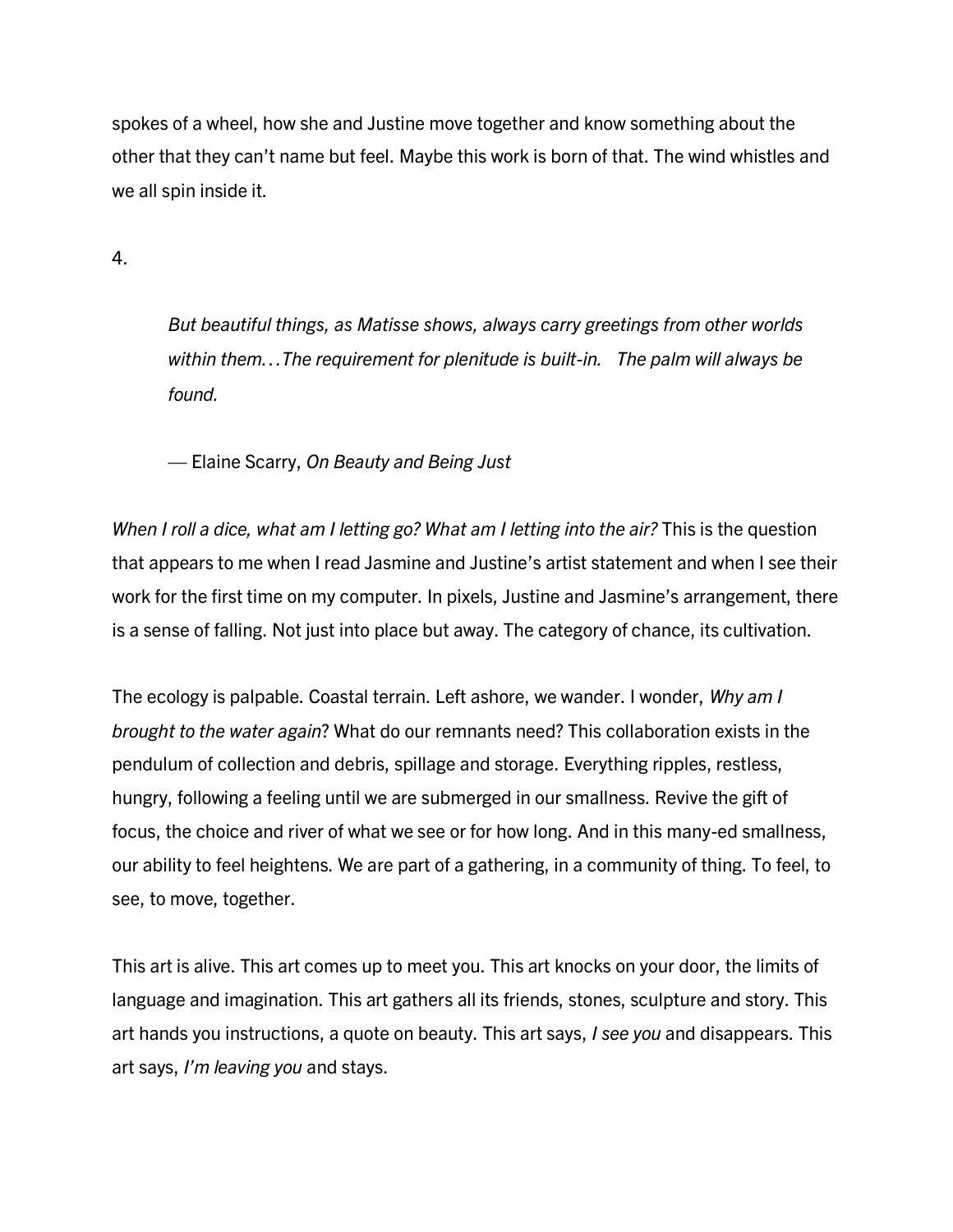spokes of a wheel, how she and Justine move together and know something about the other that they can't name but feel. Maybe this work is born of that. The wind whistles and we all spin inside it.

4.

> *But beautiful things, as Matisse shows, always carry greetings from other worlds within them…The requirement for plenitude is built-in. The palm will always be found.*
>
> — Elaine Scarry, *On Beauty and Being Just*

*When I roll a dice, what am I letting go? What am I letting into the air?* This is the question that appears to me when I read Jasmine and Justine's artist statement and when I see their work for the first time on my computer. In pixels, Justine and Jasmine's arrangement, there is a sense of falling. Not just into place but away. The category of chance, its cultivation.

The ecology is palpable. Coastal terrain. Left ashore, we wander. I wonder, *Why am I brought to the water again*? What do our remnants need? This collaboration exists in the pendulum of collection and debris, spillage and storage. Everything ripples, restless, hungry, following a feeling until we are submerged in our smallness. Revive the gift of focus, the choice and river of what we see or for how long. And in this many-ed smallness, our ability to feel heightens. We are part of a gathering, in a community of thing. To feel, to see, to move, together.

This art is alive. This art comes up to meet you. This art knocks on your door, the limits of language and imagination. This art gathers all its friends, stones, sculpture and story. This art hands you instructions, a quote on beauty. This art says, *I see you* and disappears. This art says, *I'm leaving you* and stays.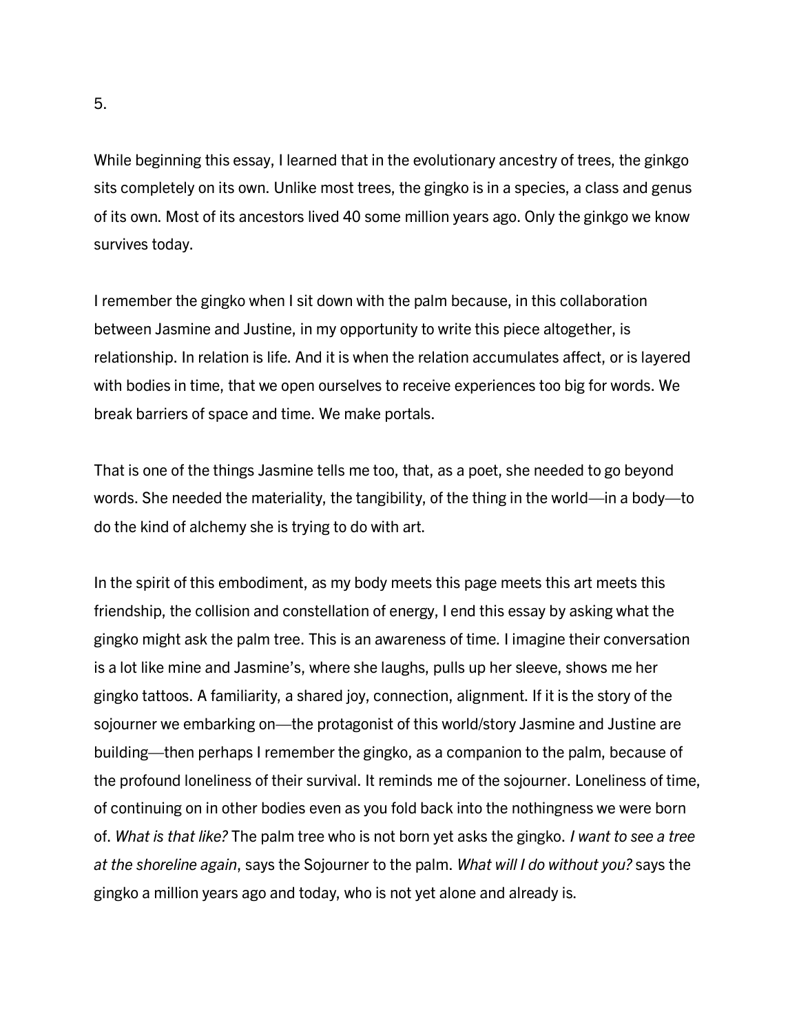5.

While beginning this essay, I learned that in the evolutionary ancestry of trees, the ginkgo sits completely on its own. Unlike most trees, the gingko is in a species, a class and genus of its own. Most of its ancestors lived 40 some million years ago. Only the ginkgo we know survives today.

I remember the gingko when I sit down with the palm because, in this collaboration between Jasmine and Justine, in my opportunity to write this piece altogether, is relationship. In relation is life. And it is when the relation accumulates affect, or is layered with bodies in time, that we open ourselves to receive experiences too big for words. We break barriers of space and time. We make portals.

That is one of the things Jasmine tells me too, that, as a poet, she needed to go beyond words. She needed the materiality, the tangibility, of the thing in the world—in a body—to do the kind of alchemy she is trying to do with art.

In the spirit of this embodiment, as my body meets this page meets this art meets this friendship, the collision and constellation of energy, I end this essay by asking what the gingko might ask the palm tree. This is an awareness of time. I imagine their conversation is a lot like mine and Jasmine's, where she laughs, pulls up her sleeve, shows me her gingko tattoos. A familiarity, a shared joy, connection, alignment. If it is the story of the sojourner we embarking on—the protagonist of this world/story Jasmine and Justine are building—then perhaps I remember the gingko, as a companion to the palm, because of the profound loneliness of their survival. It reminds me of the sojourner. Loneliness of time, of continuing on in other bodies even as you fold back into the nothingness we were born of. *What is that like?* The palm tree who is not born yet asks the gingko. *I want to see a tree at the shoreline again*, says the Sojourner to the palm. *What will I do without you?* says the gingko a million years ago and today, who is not yet alone and already is.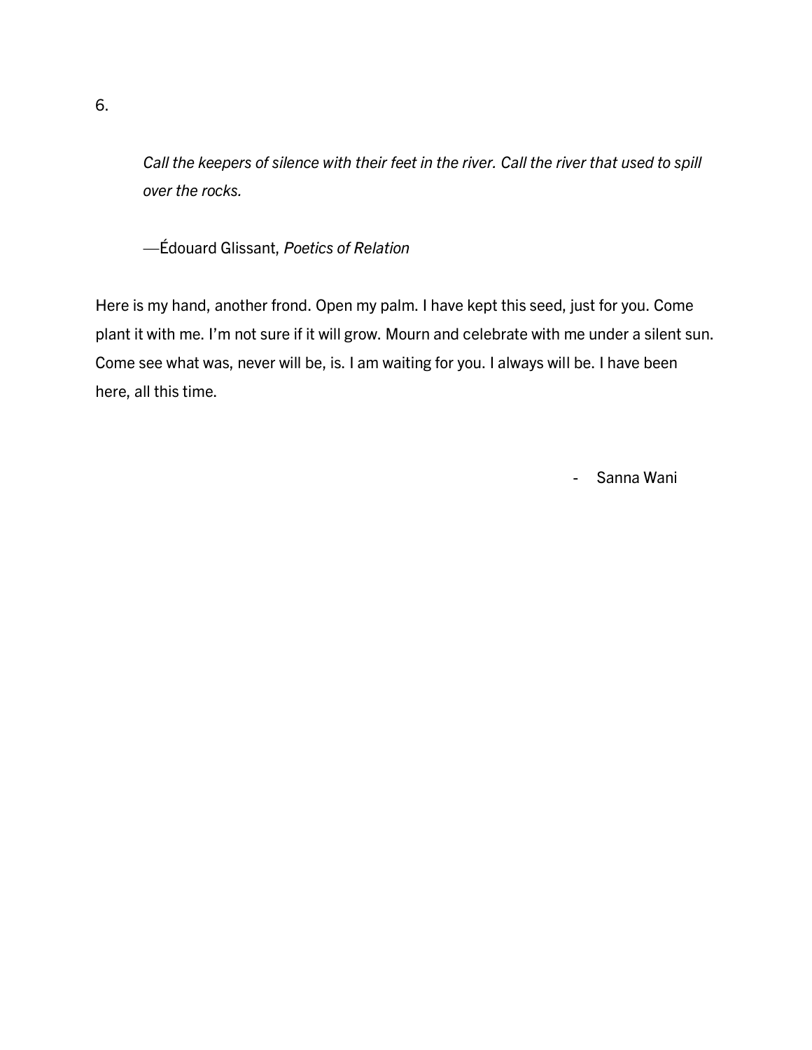6.

> *Call the keepers of silence with their feet in the river. Call the river that used to spill over the rocks.*
>
> —Édouard Glissant, *Poetics of Relation*

Here is my hand, another frond. Open my palm. I have kept this seed, just for you. Come plant it with me. I'm not sure if it will grow. Mourn and celebrate with me under a silent sun. Come see what was, never will be, is. I am waiting for you. I always will be. I have been here, all this time.

- Sanna Wani